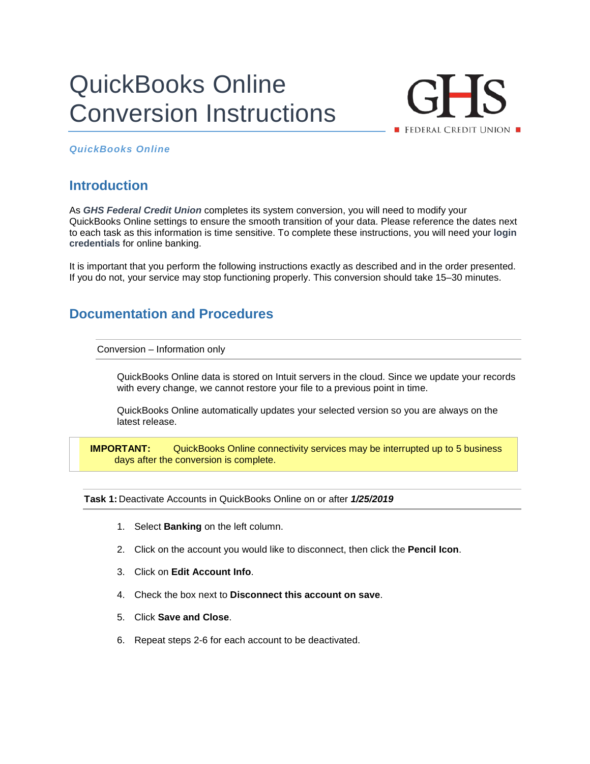# QuickBooks Online Conversion Instructions

GHS FEDERAL CREDIT UNION

***QuickBooks Online***

## Introduction

As ***GHS Federal Credit Union*** completes its system conversion, you will need to modify your QuickBooks Online settings to ensure the smooth transition of your data. Please reference the dates next to each task as this information is time sensitive. To complete these instructions, you will need your **login credentials** for online banking.

It is important that you perform the following instructions exactly as described and in the order presented. If you do not, your service may stop functioning properly. This conversion should take 15–30 minutes.

## Documentation and Procedures

### Conversion – Information only

QuickBooks Online data is stored on Intuit servers in the cloud. Since we update your records with every change, we cannot restore your file to a previous point in time.

QuickBooks Online automatically updates your selected version so you are always on the latest release.

> **IMPORTANT:** QuickBooks Online connectivity services may be interrupted up to 5 business days after the conversion is complete.

### **Task 1:** Deactivate Accounts in QuickBooks Online on or after ***1/25/2019***

1. Select **Banking** on the left column.
2. Click on the account you would like to disconnect, then click the **Pencil Icon**.
3. Click on **Edit Account Info**.
4. Check the box next to **Disconnect this account on save**.
5. Click **Save and Close**.
6. Repeat steps 2-6 for each account to be deactivated.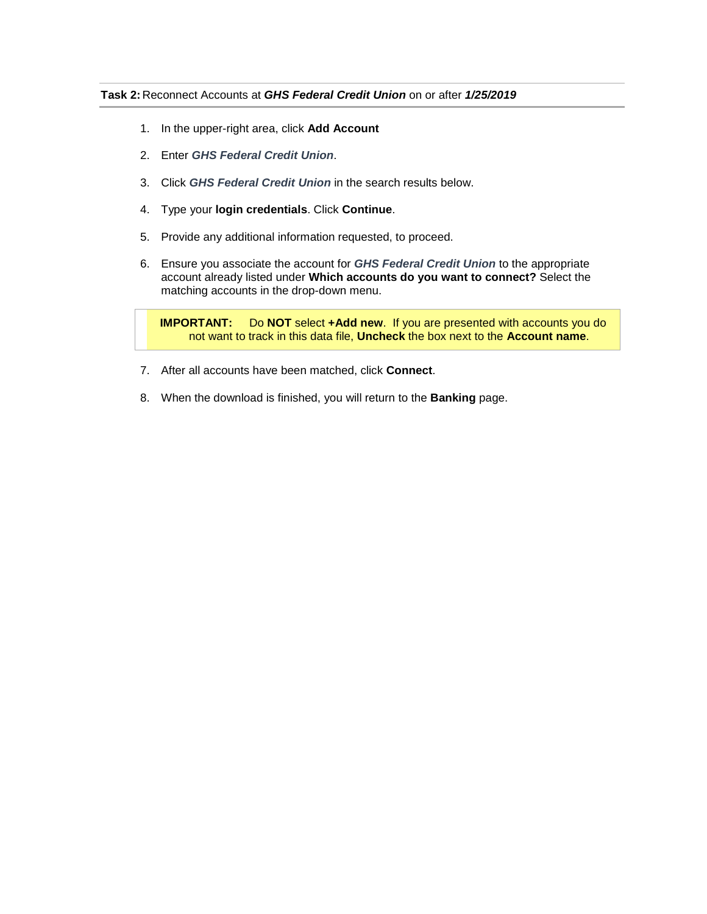**Task 2:** Reconnect Accounts at ***GHS Federal Credit Union*** on or after ***1/25/2019***

1. In the upper-right area, click **Add Account**
2. Enter ***GHS Federal Credit Union***.
3. Click ***GHS Federal Credit Union*** in the search results below.
4. Type your **login credentials**. Click **Continue**.
5. Provide any additional information requested, to proceed.
6. Ensure you associate the account for ***GHS Federal Credit Union*** to the appropriate account already listed under **Which accounts do you want to connect?** Select the matching accounts in the drop-down menu.

> **IMPORTANT:** Do **NOT** select **+Add new**. If you are presented with accounts you do not want to track in this data file, **Uncheck** the box next to the **Account name**.

7. After all accounts have been matched, click **Connect**.
8. When the download is finished, you will return to the **Banking** page.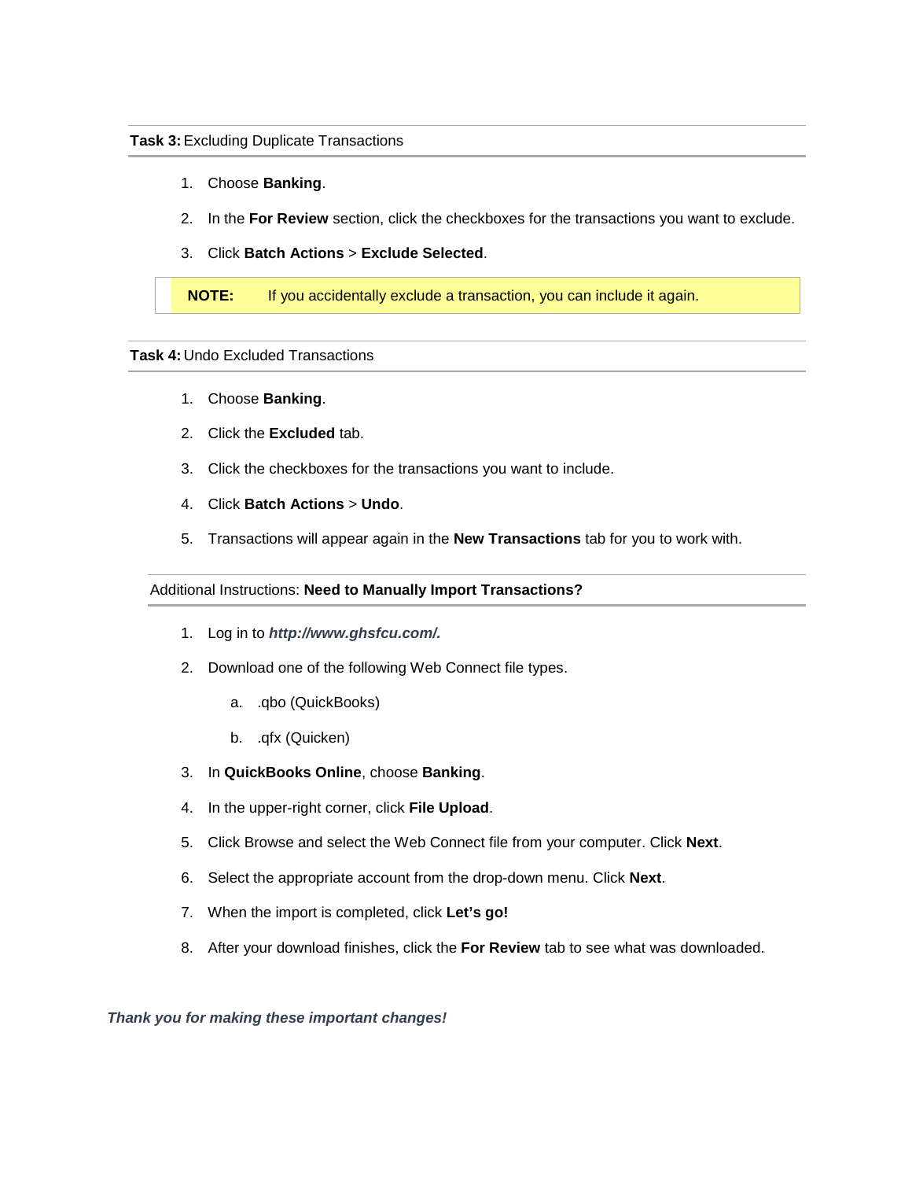**Task 3:** Excluding Duplicate Transactions

1. Choose **Banking**.
2. In the **For Review** section, click the checkboxes for the transactions you want to exclude.
3. Click **Batch Actions** > **Exclude Selected**.

> **NOTE:** If you accidentally exclude a transaction, you can include it again.

**Task 4:** Undo Excluded Transactions

1. Choose **Banking**.
2. Click the **Excluded** tab.
3. Click the checkboxes for the transactions you want to include.
4. Click **Batch Actions** > **Undo**.
5. Transactions will appear again in the **New Transactions** tab for you to work with.

Additional Instructions: **Need to Manually Import Transactions?**

1. Log in to ***http://www.ghsfcu.com/.***
2. Download one of the following Web Connect file types.
   a. .qbo (QuickBooks)
   b. .qfx (Quicken)
3. In **QuickBooks Online**, choose **Banking**.
4. In the upper-right corner, click **File Upload**.
5. Click Browse and select the Web Connect file from your computer. Click **Next**.
6. Select the appropriate account from the drop-down menu. Click **Next**.
7. When the import is completed, click **Let's go!**
8. After your download finishes, click the **For Review** tab to see what was downloaded.

***Thank you for making these important changes!***